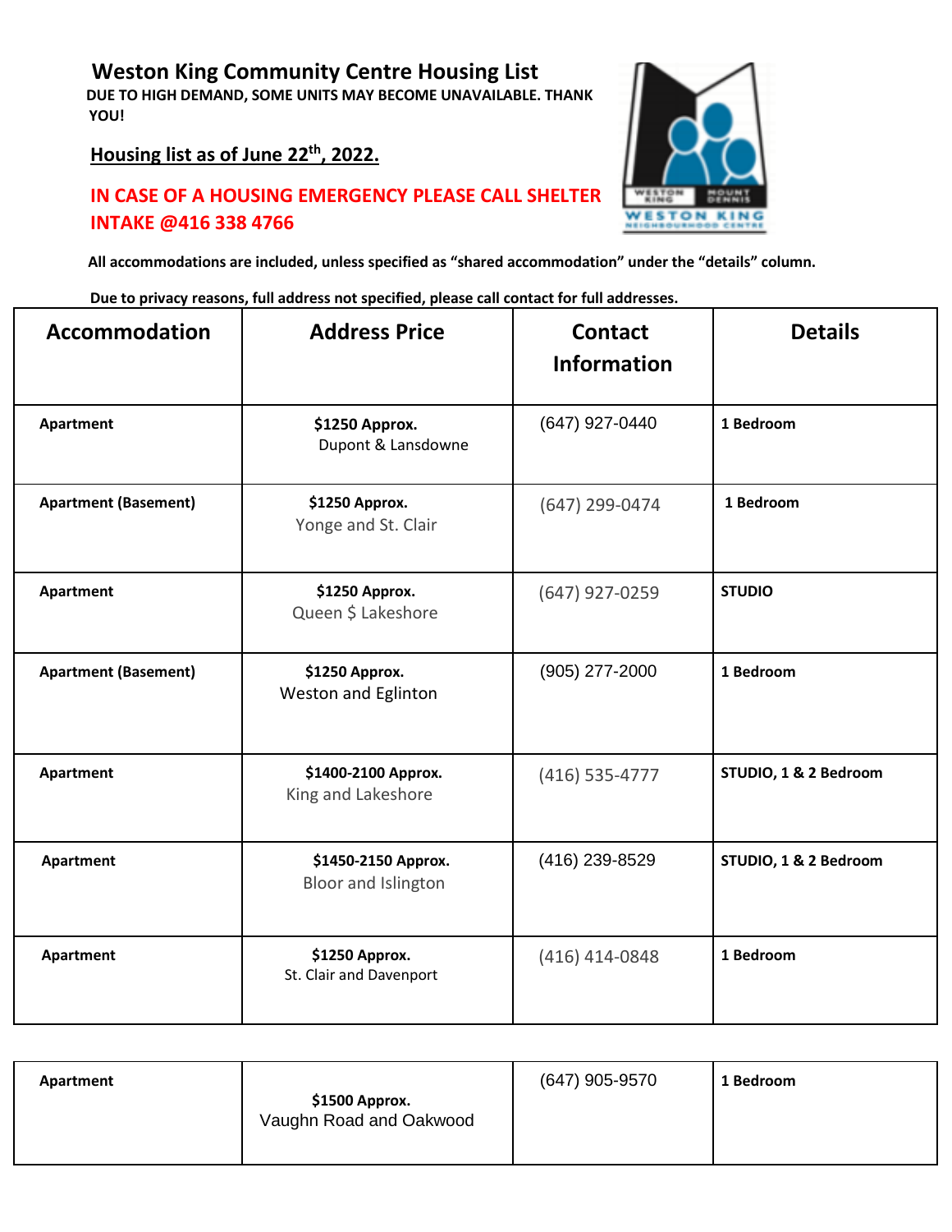# Weston King Community Centre Housing List

**DUE TO HIGH DEMAND, SOME UNITS MAY BECOME UNAVAILABLE. THANK YOU!**

**Housing list as of June 22th, 2022.**

**IN CASE OF A HOUSING EMERGENCY PLEASE CALL SHELTER INTAKE @416 338 4766**

**All accommodations are included, unless specified as "shared accommodation" under the "details" column.**

**Due to privacy reasons, full address not specified, please call contact for full addresses.**

| Accommodation | Address Price | Contact Information | Details |
|---|---|---|---|
| **Apartment** | **$1250 Approx.** Dupont & Lansdowne | (647) 927-0440 | **1 Bedroom** |
| **Apartment (Basement)** | **$1250 Approx.** Yonge and St. Clair | (647) 299-0474 | **1 Bedroom** |
| **Apartment** | **$1250 Approx.** Queen $ Lakeshore | (647) 927-0259 | **STUDIO** |
| **Apartment (Basement)** | **$1250 Approx.** Weston and Eglinton | (905) 277-2000 | **1 Bedroom** |
| **Apartment** | **$1400-2100 Approx.** King and Lakeshore | (416) 535-4777 | **STUDIO, 1 & 2 Bedroom** |
| **Apartment** | **$1450-2150 Approx.** Bloor and Islington | (416) 239-8529 | **STUDIO, 1 & 2 Bedroom** |
| **Apartment** | **$1250 Approx.** St. Clair and Davenport | (416) 414-0848 | **1 Bedroom** |
| **Apartment** | **$1500 Approx.** Vaughn Road and Oakwood | (647) 905-9570 | **1 Bedroom** |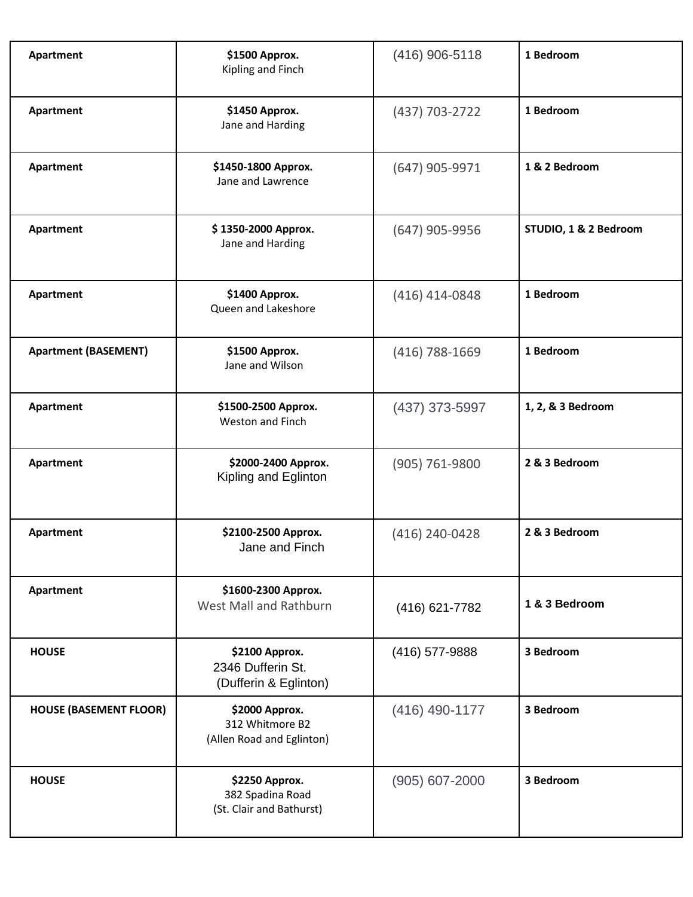| Apartment | $1500 Approx. Kipling and Finch | (416) 906-5118 | 1 Bedroom |
|---|---|---|---|
| Apartment | $1450 Approx. Jane and Harding | (437) 703-2722 | 1 Bedroom |
| Apartment | $1450-1800 Approx. Jane and Lawrence | (647) 905-9971 | 1 & 2 Bedroom |
| Apartment | $ 1350-2000 Approx. Jane and Harding | (647) 905-9956 | STUDIO, 1 & 2 Bedroom |
| Apartment | $1400 Approx. Queen and Lakeshore | (416) 414-0848 | 1 Bedroom |
| Apartment (BASEMENT) | $1500 Approx. Jane and Wilson | (416) 788-1669 | 1 Bedroom |
| Apartment | $1500-2500 Approx. Weston and Finch | (437) 373-5997 | 1, 2, & 3 Bedroom |
| Apartment | $2000-2400 Approx. Kipling and Eglinton | (905) 761-9800 | 2 & 3 Bedroom |
| Apartment | $2100-2500 Approx. Jane and Finch | (416) 240-0428 | 2 & 3 Bedroom |
| Apartment | $1600-2300 Approx. West Mall and Rathburn | (416) 621-7782 | 1 & 3 Bedroom |
| HOUSE | $2100 Approx. 2346 Dufferin St. (Dufferin & Eglinton) | (416) 577-9888 | 3 Bedroom |
| HOUSE (BASEMENT FLOOR) | $2000 Approx. 312 Whitmore B2 (Allen Road and Eglinton) | (416) 490-1177 | 3 Bedroom |
| HOUSE | $2250 Approx. 382 Spadina Road (St. Clair and Bathurst) | (905) 607-2000 | 3 Bedroom |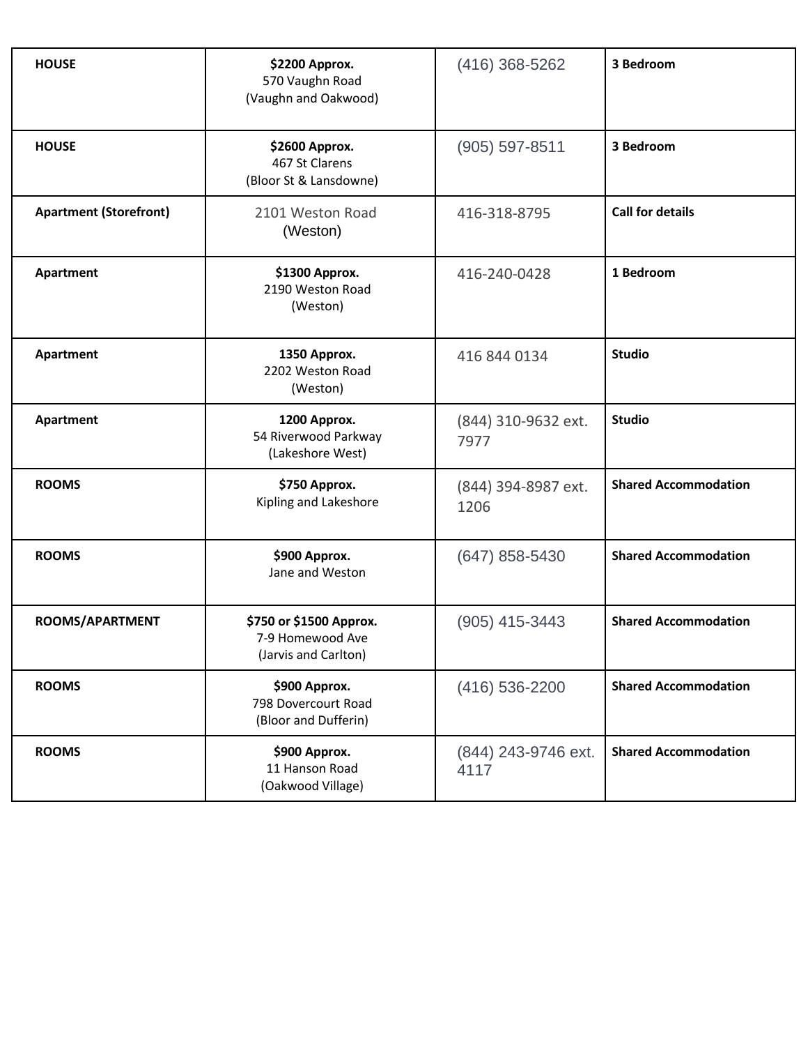| | | | |
|---|---|---|---|
| **HOUSE** | **$2200 Approx.**<br>570 Vaughn Road<br>(Vaughn and Oakwood) | (416) 368-5262 | **3 Bedroom** |
| **HOUSE** | **$2600 Approx.**<br>467 St Clarens<br>(Bloor St & Lansdowne) | (905) 597-8511 | **3 Bedroom** |
| **Apartment (Storefront)** | 2101 Weston Road<br>(Weston) | 416-318-8795 | **Call for details** |
| **Apartment** | **$1300 Approx.**<br>2190 Weston Road<br>(Weston) | 416-240-0428 | **1 Bedroom** |
| **Apartment** | **1350 Approx.**<br>2202 Weston Road<br>(Weston) | 416 844 0134 | **Studio** |
| **Apartment** | **1200 Approx.**<br>54 Riverwood Parkway<br>(Lakeshore West) | (844) 310-9632 ext. 7977 | **Studio** |
| **ROOMS** | **$750 Approx.**<br>Kipling and Lakeshore | (844) 394-8987 ext. 1206 | **Shared Accommodation** |
| **ROOMS** | **$900 Approx.**<br>Jane and Weston | (647) 858-5430 | **Shared Accommodation** |
| **ROOMS/APARTMENT** | **$750 or $1500 Approx.**<br>7-9 Homewood Ave<br>(Jarvis and Carlton) | (905) 415-3443 | **Shared Accommodation** |
| **ROOMS** | **$900 Approx.**<br>798 Dovercourt Road<br>(Bloor and Dufferin) | (416) 536-2200 | **Shared Accommodation** |
| **ROOMS** | **$900 Approx.**<br>11 Hanson Road<br>(Oakwood Village) | (844) 243-9746 ext. 4117 | **Shared Accommodation** |